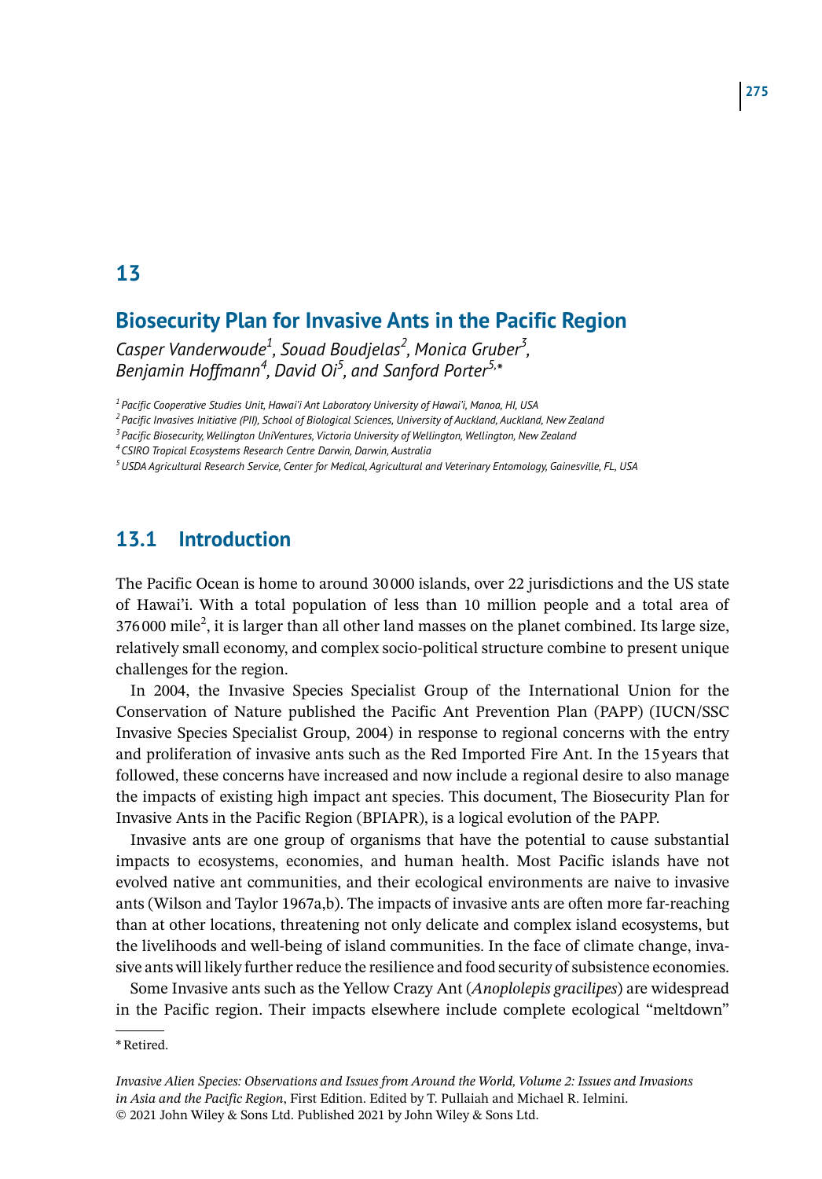# 13

## Biosecurity Plan for Invasive Ants in the Pacific Region

*Casper Vanderwoude[1], Souad Boudjelas[2], Monica Gruber[3], Benjamin Hoffmann[4], David Oi[5], and Sanford Porter[5,*]*

[1] *Pacific Cooperative Studies Unit, Hawai'i Ant Laboratory University of Hawai'i, Manoa, HI, USA*

[2] *Pacific Invasives Initiative (PII), School of Biological Sciences, University of Auckland, Auckland, New Zealand*

[3] *Pacific Biosecurity, Wellington UniVentures, Victoria University of Wellington, Wellington, New Zealand*

[4] *CSIRO Tropical Ecosystems Research Centre Darwin, Darwin, Australia*

[5] *USDA Agricultural Research Service, Center for Medical, Agricultural and Veterinary Entomology, Gainesville, FL, USA*

## 13.1 Introduction

The Pacific Ocean is home to around 30 000 islands, over 22 jurisdictions and the US state of Hawai'i. With a total population of less than 10 million people and a total area of 376 000 mile$^2$, it is larger than all other land masses on the planet combined. Its large size, relatively small economy, and complex socio-political structure combine to present unique challenges for the region.

In 2004, the Invasive Species Specialist Group of the International Union for the Conservation of Nature published the Pacific Ant Prevention Plan (PAPP) (IUCN/SSC Invasive Species Specialist Group, 2004) in response to regional concerns with the entry and proliferation of invasive ants such as the Red Imported Fire Ant. In the 15 years that followed, these concerns have increased and now include a regional desire to also manage the impacts of existing high impact ant species. This document, The Biosecurity Plan for Invasive Ants in the Pacific Region (BPIAPR), is a logical evolution of the PAPP.

Invasive ants are one group of organisms that have the potential to cause substantial impacts to ecosystems, economies, and human health. Most Pacific islands have not evolved native ant communities, and their ecological environments are naive to invasive ants (Wilson and Taylor 1967a,b). The impacts of invasive ants are often more far-reaching than at other locations, threatening not only delicate and complex island ecosystems, but the livelihoods and well-being of island communities. In the face of climate change, invasive ants will likely further reduce the resilience and food security of subsistence economies.

Some Invasive ants such as the Yellow Crazy Ant (*Anoplolepis gracilipes*) are widespread in the Pacific region. Their impacts elsewhere include complete ecological "meltdown"

\* Retired.

*Invasive Alien Species: Observations and Issues from Around the World, Volume 2: Issues and Invasions in Asia and the Pacific Region*, First Edition. Edited by T. Pullaiah and Michael R. Ielmini.
© 2021 John Wiley & Sons Ltd. Published 2021 by John Wiley & Sons Ltd.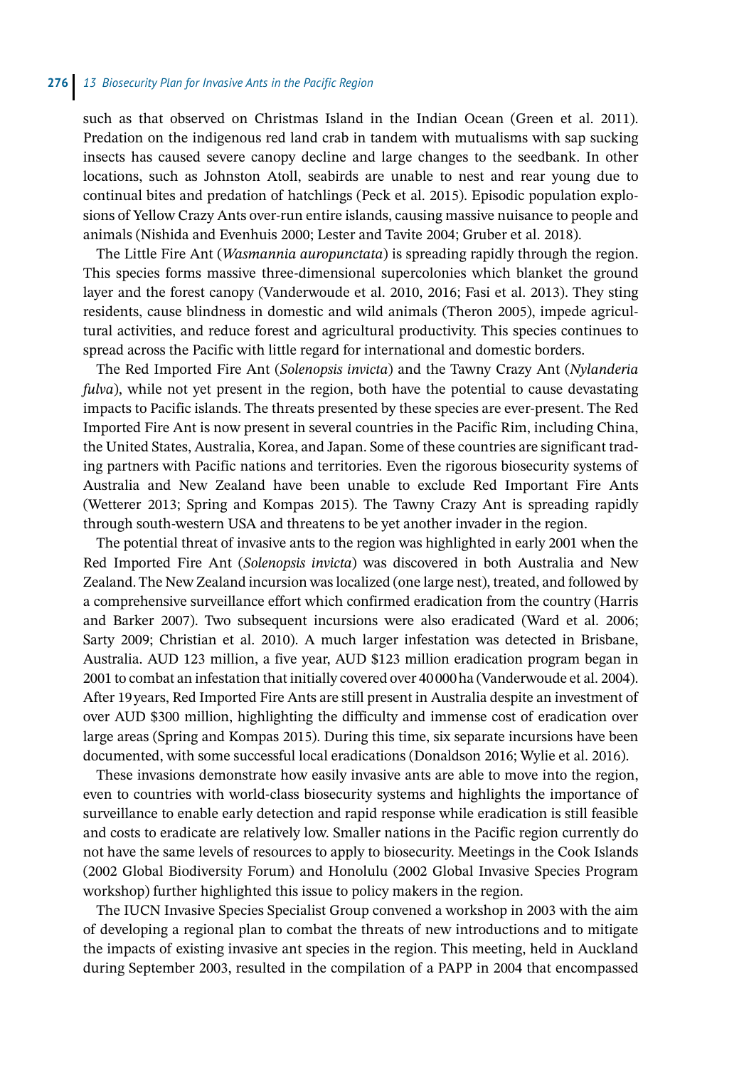such as that observed on Christmas Island in the Indian Ocean (Green et al. 2011). Predation on the indigenous red land crab in tandem with mutualisms with sap sucking insects has caused severe canopy decline and large changes to the seedbank. In other locations, such as Johnston Atoll, seabirds are unable to nest and rear young due to continual bites and predation of hatchlings (Peck et al. 2015). Episodic population explosions of Yellow Crazy Ants over-run entire islands, causing massive nuisance to people and animals (Nishida and Evenhuis 2000; Lester and Tavite 2004; Gruber et al. 2018).

The Little Fire Ant (*Wasmannia auropunctata*) is spreading rapidly through the region. This species forms massive three-dimensional supercolonies which blanket the ground layer and the forest canopy (Vanderwoude et al. 2010, 2016; Fasi et al. 2013). They sting residents, cause blindness in domestic and wild animals (Theron 2005), impede agricultural activities, and reduce forest and agricultural productivity. This species continues to spread across the Pacific with little regard for international and domestic borders.

The Red Imported Fire Ant (*Solenopsis invicta*) and the Tawny Crazy Ant (*Nylanderia fulva*), while not yet present in the region, both have the potential to cause devastating impacts to Pacific islands. The threats presented by these species are ever-present. The Red Imported Fire Ant is now present in several countries in the Pacific Rim, including China, the United States, Australia, Korea, and Japan. Some of these countries are significant trading partners with Pacific nations and territories. Even the rigorous biosecurity systems of Australia and New Zealand have been unable to exclude Red Important Fire Ants (Wetterer 2013; Spring and Kompas 2015). The Tawny Crazy Ant is spreading rapidly through south-western USA and threatens to be yet another invader in the region.

The potential threat of invasive ants to the region was highlighted in early 2001 when the Red Imported Fire Ant (*Solenopsis invicta*) was discovered in both Australia and New Zealand. The New Zealand incursion was localized (one large nest), treated, and followed by a comprehensive surveillance effort which confirmed eradication from the country (Harris and Barker 2007). Two subsequent incursions were also eradicated (Ward et al. 2006; Sarty 2009; Christian et al. 2010). A much larger infestation was detected in Brisbane, Australia. AUD 123 million, a five year, AUD $123 million eradication program began in 2001 to combat an infestation that initially covered over 40 000 ha (Vanderwoude et al. 2004). After 19 years, Red Imported Fire Ants are still present in Australia despite an investment of over AUD $300 million, highlighting the difficulty and immense cost of eradication over large areas (Spring and Kompas 2015). During this time, six separate incursions have been documented, with some successful local eradications (Donaldson 2016; Wylie et al. 2016).

These invasions demonstrate how easily invasive ants are able to move into the region, even to countries with world-class biosecurity systems and highlights the importance of surveillance to enable early detection and rapid response while eradication is still feasible and costs to eradicate are relatively low. Smaller nations in the Pacific region currently do not have the same levels of resources to apply to biosecurity. Meetings in the Cook Islands (2002 Global Biodiversity Forum) and Honolulu (2002 Global Invasive Species Program workshop) further highlighted this issue to policy makers in the region.

The IUCN Invasive Species Specialist Group convened a workshop in 2003 with the aim of developing a regional plan to combat the threats of new introductions and to mitigate the impacts of existing invasive ant species in the region. This meeting, held in Auckland during September 2003, resulted in the compilation of a PAPP in 2004 that encompassed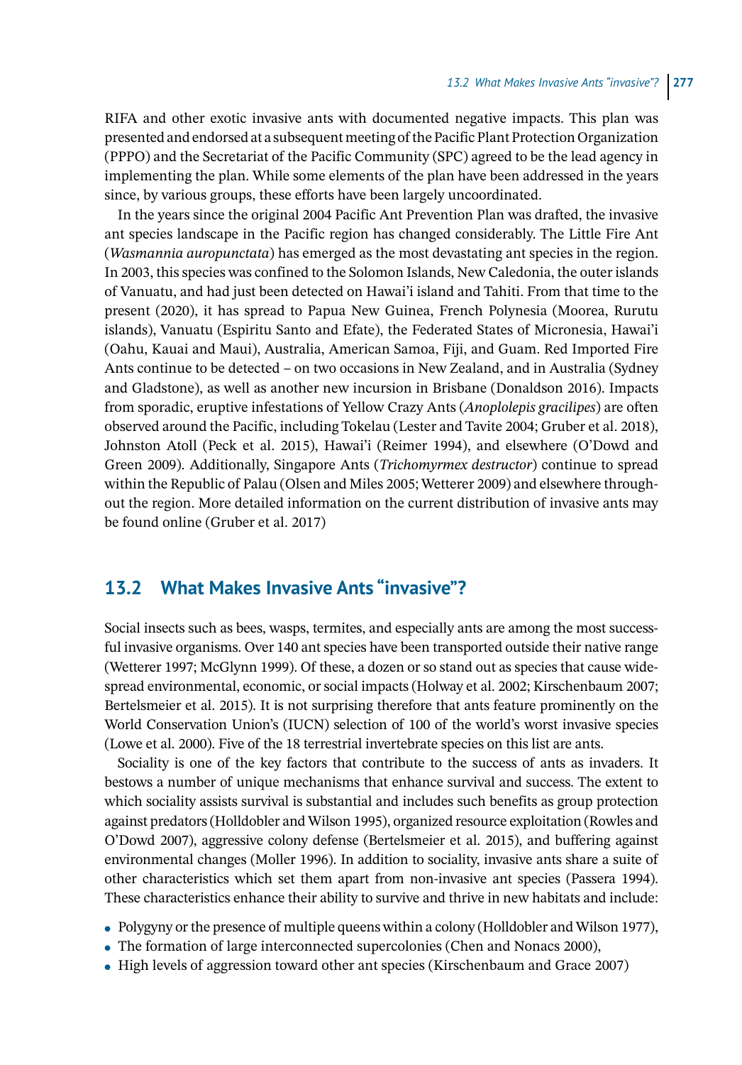RIFA and other exotic invasive ants with documented negative impacts. This plan was presented and endorsed at a subsequent meeting of the Pacific Plant Protection Organization (PPPO) and the Secretariat of the Pacific Community (SPC) agreed to be the lead agency in implementing the plan. While some elements of the plan have been addressed in the years since, by various groups, these efforts have been largely uncoordinated.

In the years since the original 2004 Pacific Ant Prevention Plan was drafted, the invasive ant species landscape in the Pacific region has changed considerably. The Little Fire Ant (*Wasmannia auropunctata*) has emerged as the most devastating ant species in the region. In 2003, this species was confined to the Solomon Islands, New Caledonia, the outer islands of Vanuatu, and had just been detected on Hawai'i island and Tahiti. From that time to the present (2020), it has spread to Papua New Guinea, French Polynesia (Moorea, Rurutu islands), Vanuatu (Espiritu Santo and Efate), the Federated States of Micronesia, Hawai'i (Oahu, Kauai and Maui), Australia, American Samoa, Fiji, and Guam. Red Imported Fire Ants continue to be detected – on two occasions in New Zealand, and in Australia (Sydney and Gladstone), as well as another new incursion in Brisbane (Donaldson 2016). Impacts from sporadic, eruptive infestations of Yellow Crazy Ants (*Anoplolepis gracilipes*) are often observed around the Pacific, including Tokelau (Lester and Tavite 2004; Gruber et al. 2018), Johnston Atoll (Peck et al. 2015), Hawai'i (Reimer 1994), and elsewhere (O'Dowd and Green 2009). Additionally, Singapore Ants (*Trichomyrmex destructor*) continue to spread within the Republic of Palau (Olsen and Miles 2005; Wetterer 2009) and elsewhere throughout the region. More detailed information on the current distribution of invasive ants may be found online (Gruber et al. 2017)

## 13.2 What Makes Invasive Ants "invasive"?

Social insects such as bees, wasps, termites, and especially ants are among the most successful invasive organisms. Over 140 ant species have been transported outside their native range (Wetterer 1997; McGlynn 1999). Of these, a dozen or so stand out as species that cause widespread environmental, economic, or social impacts (Holway et al. 2002; Kirschenbaum 2007; Bertelsmeier et al. 2015). It is not surprising therefore that ants feature prominently on the World Conservation Union's (IUCN) selection of 100 of the world's worst invasive species (Lowe et al. 2000). Five of the 18 terrestrial invertebrate species on this list are ants.

Sociality is one of the key factors that contribute to the success of ants as invaders. It bestows a number of unique mechanisms that enhance survival and success. The extent to which sociality assists survival is substantial and includes such benefits as group protection against predators (Holldobler and Wilson 1995), organized resource exploitation (Rowles and O'Dowd 2007), aggressive colony defense (Bertelsmeier et al. 2015), and buffering against environmental changes (Moller 1996). In addition to sociality, invasive ants share a suite of other characteristics which set them apart from non-invasive ant species (Passera 1994). These characteristics enhance their ability to survive and thrive in new habitats and include:

- Polygyny or the presence of multiple queens within a colony (Holldobler and Wilson 1977),
- The formation of large interconnected supercolonies (Chen and Nonacs 2000),
- High levels of aggression toward other ant species (Kirschenbaum and Grace 2007)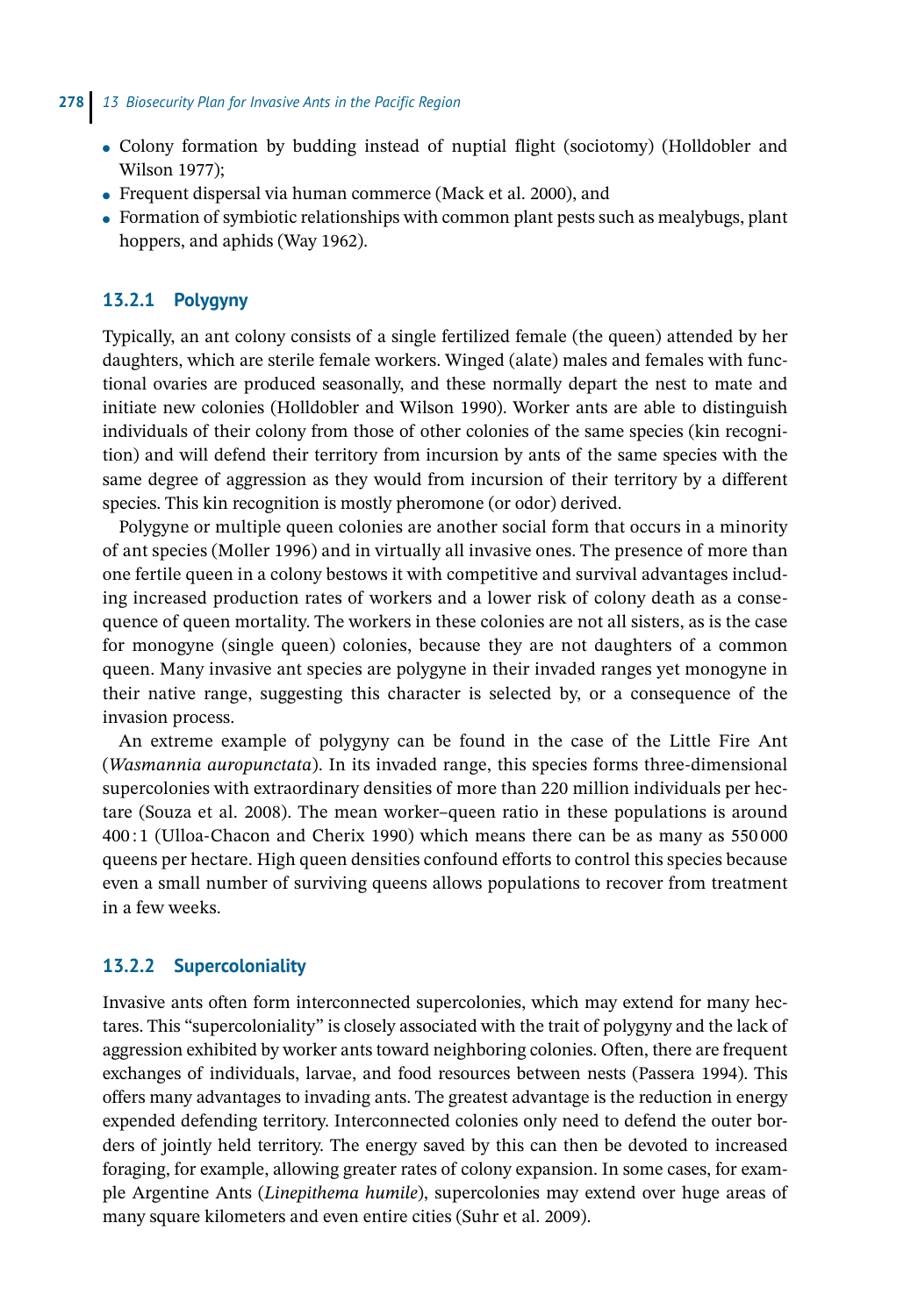- Colony formation by budding instead of nuptial flight (sociotomy) (Holldobler and Wilson 1977);
- Frequent dispersal via human commerce (Mack et al. 2000), and
- Formation of symbiotic relationships with common plant pests such as mealybugs, plant hoppers, and aphids (Way 1962).

### 13.2.1 Polygyny

Typically, an ant colony consists of a single fertilized female (the queen) attended by her daughters, which are sterile female workers. Winged (alate) males and females with functional ovaries are produced seasonally, and these normally depart the nest to mate and initiate new colonies (Holldobler and Wilson 1990). Worker ants are able to distinguish individuals of their colony from those of other colonies of the same species (kin recognition) and will defend their territory from incursion by ants of the same species with the same degree of aggression as they would from incursion of their territory by a different species. This kin recognition is mostly pheromone (or odor) derived.

Polygyne or multiple queen colonies are another social form that occurs in a minority of ant species (Moller 1996) and in virtually all invasive ones. The presence of more than one fertile queen in a colony bestows it with competitive and survival advantages including increased production rates of workers and a lower risk of colony death as a consequence of queen mortality. The workers in these colonies are not all sisters, as is the case for monogyne (single queen) colonies, because they are not daughters of a common queen. Many invasive ant species are polygyne in their invaded ranges yet monogyne in their native range, suggesting this character is selected by, or a consequence of the invasion process.

An extreme example of polygyny can be found in the case of the Little Fire Ant (*Wasmannia auropunctata*). In its invaded range, this species forms three-dimensional supercolonies with extraordinary densities of more than 220 million individuals per hectare (Souza et al. 2008). The mean worker–queen ratio in these populations is around 400 : 1 (Ulloa-Chacon and Cherix 1990) which means there can be as many as 550 000 queens per hectare. High queen densities confound efforts to control this species because even a small number of surviving queens allows populations to recover from treatment in a few weeks.

### 13.2.2 Supercoloniality

Invasive ants often form interconnected supercolonies, which may extend for many hectares. This "supercoloniality" is closely associated with the trait of polygyny and the lack of aggression exhibited by worker ants toward neighboring colonies. Often, there are frequent exchanges of individuals, larvae, and food resources between nests (Passera 1994). This offers many advantages to invading ants. The greatest advantage is the reduction in energy expended defending territory. Interconnected colonies only need to defend the outer borders of jointly held territory. The energy saved by this can then be devoted to increased foraging, for example, allowing greater rates of colony expansion. In some cases, for example Argentine Ants (*Linepithema humile*), supercolonies may extend over huge areas of many square kilometers and even entire cities (Suhr et al. 2009).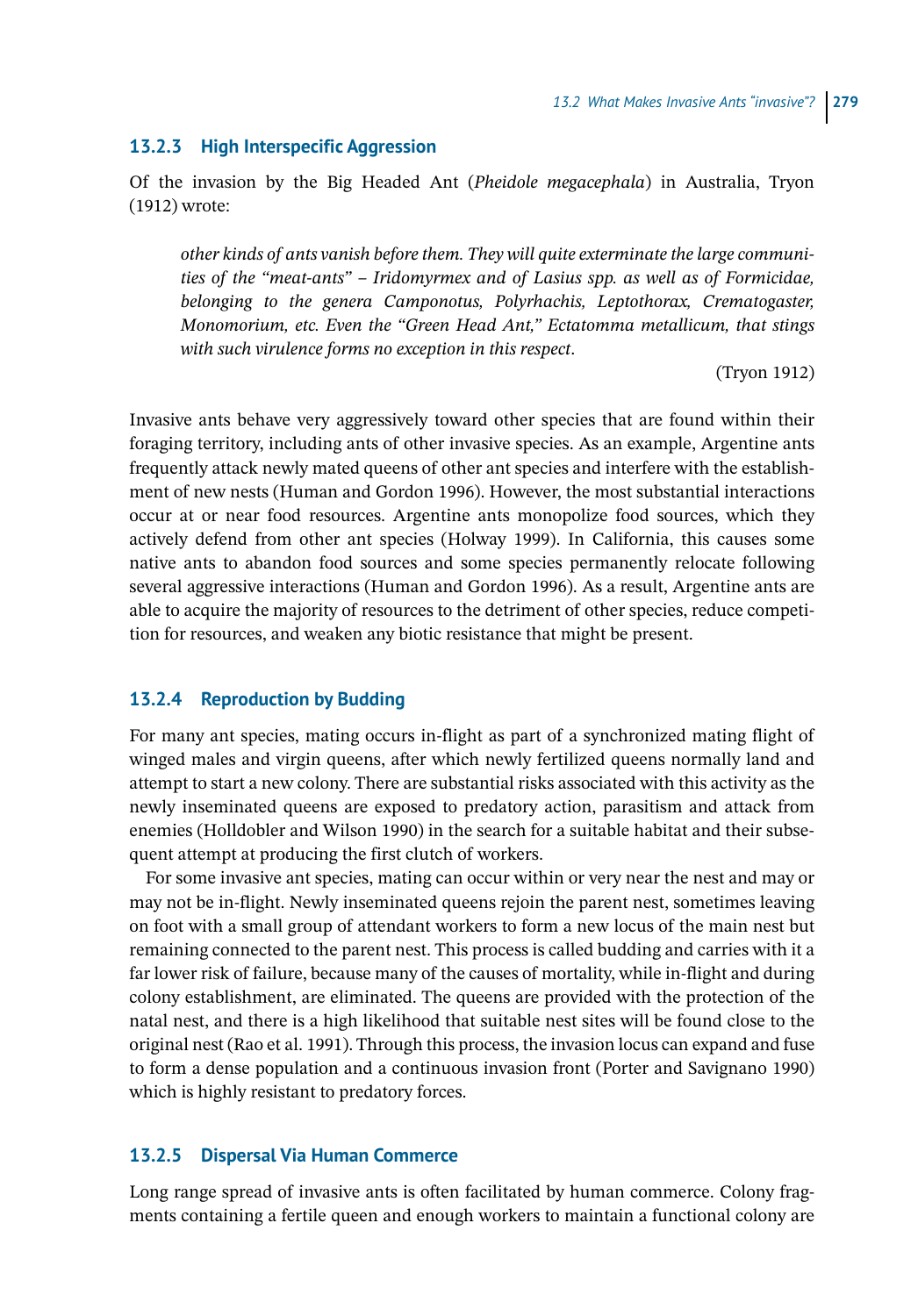### 13.2.3 High Interspecific Aggression

Of the invasion by the Big Headed Ant (*Pheidole megacephala*) in Australia, Tryon (1912) wrote:

> *other kinds of ants vanish before them. They will quite exterminate the large communities of the "meat-ants" – Iridomyrmex and of Lasius spp. as well as of Formicidae, belonging to the genera Camponotus, Polyrhachis, Leptothorax, Crematogaster, Monomorium, etc. Even the "Green Head Ant," Ectatomma metallicum, that stings with such virulence forms no exception in this respect.*
>
> (Tryon 1912)

Invasive ants behave very aggressively toward other species that are found within their foraging territory, including ants of other invasive species. As an example, Argentine ants frequently attack newly mated queens of other ant species and interfere with the establishment of new nests (Human and Gordon 1996). However, the most substantial interactions occur at or near food resources. Argentine ants monopolize food sources, which they actively defend from other ant species (Holway 1999). In California, this causes some native ants to abandon food sources and some species permanently relocate following several aggressive interactions (Human and Gordon 1996). As a result, Argentine ants are able to acquire the majority of resources to the detriment of other species, reduce competition for resources, and weaken any biotic resistance that might be present.

### 13.2.4 Reproduction by Budding

For many ant species, mating occurs in-flight as part of a synchronized mating flight of winged males and virgin queens, after which newly fertilized queens normally land and attempt to start a new colony. There are substantial risks associated with this activity as the newly inseminated queens are exposed to predatory action, parasitism and attack from enemies (Holldobler and Wilson 1990) in the search for a suitable habitat and their subsequent attempt at producing the first clutch of workers.

For some invasive ant species, mating can occur within or very near the nest and may or may not be in-flight. Newly inseminated queens rejoin the parent nest, sometimes leaving on foot with a small group of attendant workers to form a new locus of the main nest but remaining connected to the parent nest. This process is called budding and carries with it a far lower risk of failure, because many of the causes of mortality, while in-flight and during colony establishment, are eliminated. The queens are provided with the protection of the natal nest, and there is a high likelihood that suitable nest sites will be found close to the original nest (Rao et al. 1991). Through this process, the invasion locus can expand and fuse to form a dense population and a continuous invasion front (Porter and Savignano 1990) which is highly resistant to predatory forces.

### 13.2.5 Dispersal Via Human Commerce

Long range spread of invasive ants is often facilitated by human commerce. Colony fragments containing a fertile queen and enough workers to maintain a functional colony are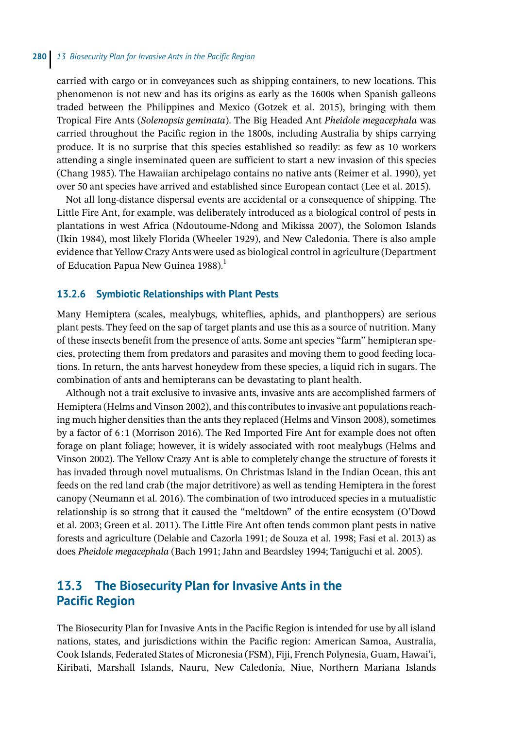carried with cargo or in conveyances such as shipping containers, to new locations. This phenomenon is not new and has its origins as early as the 1600s when Spanish galleons traded between the Philippines and Mexico (Gotzek et al. 2015), bringing with them Tropical Fire Ants (*Solenopsis geminata*). The Big Headed Ant *Pheidole megacephala* was carried throughout the Pacific region in the 1800s, including Australia by ships carrying produce. It is no surprise that this species established so readily: as few as 10 workers attending a single inseminated queen are sufficient to start a new invasion of this species (Chang 1985). The Hawaiian archipelago contains no native ants (Reimer et al. 1990), yet over 50 ant species have arrived and established since European contact (Lee et al. 2015).

Not all long-distance dispersal events are accidental or a consequence of shipping. The Little Fire Ant, for example, was deliberately introduced as a biological control of pests in plantations in west Africa (Ndoutoume-Ndong and Mikissa 2007), the Solomon Islands (Ikin 1984), most likely Florida (Wheeler 1929), and New Caledonia. There is also ample evidence that Yellow Crazy Ants were used as biological control in agriculture (Department of Education Papua New Guinea 1988).[1]

### 13.2.6 Symbiotic Relationships with Plant Pests

Many Hemiptera (scales, mealybugs, whiteflies, aphids, and planthoppers) are serious plant pests. They feed on the sap of target plants and use this as a source of nutrition. Many of these insects benefit from the presence of ants. Some ant species "farm" hemipteran species, protecting them from predators and parasites and moving them to good feeding locations. In return, the ants harvest honeydew from these species, a liquid rich in sugars. The combination of ants and hemipterans can be devastating to plant health.

Although not a trait exclusive to invasive ants, invasive ants are accomplished farmers of Hemiptera (Helms and Vinson 2002), and this contributes to invasive ant populations reaching much higher densities than the ants they replaced (Helms and Vinson 2008), sometimes by a factor of 6 : 1 (Morrison 2016). The Red Imported Fire Ant for example does not often forage on plant foliage; however, it is widely associated with root mealybugs (Helms and Vinson 2002). The Yellow Crazy Ant is able to completely change the structure of forests it has invaded through novel mutualisms. On Christmas Island in the Indian Ocean, this ant feeds on the red land crab (the major detritivore) as well as tending Hemiptera in the forest canopy (Neumann et al. 2016). The combination of two introduced species in a mutualistic relationship is so strong that it caused the "meltdown" of the entire ecosystem (O'Dowd et al. 2003; Green et al. 2011). The Little Fire Ant often tends common plant pests in native forests and agriculture (Delabie and Cazorla 1991; de Souza et al. 1998; Fasi et al. 2013) as does *Pheidole megacephala* (Bach 1991; Jahn and Beardsley 1994; Taniguchi et al. 2005).

## 13.3 The Biosecurity Plan for Invasive Ants in the Pacific Region

The Biosecurity Plan for Invasive Ants in the Pacific Region is intended for use by all island nations, states, and jurisdictions within the Pacific region: American Samoa, Australia, Cook Islands, Federated States of Micronesia (FSM), Fiji, French Polynesia, Guam, Hawai'i, Kiribati, Marshall Islands, Nauru, New Caledonia, Niue, Northern Mariana Islands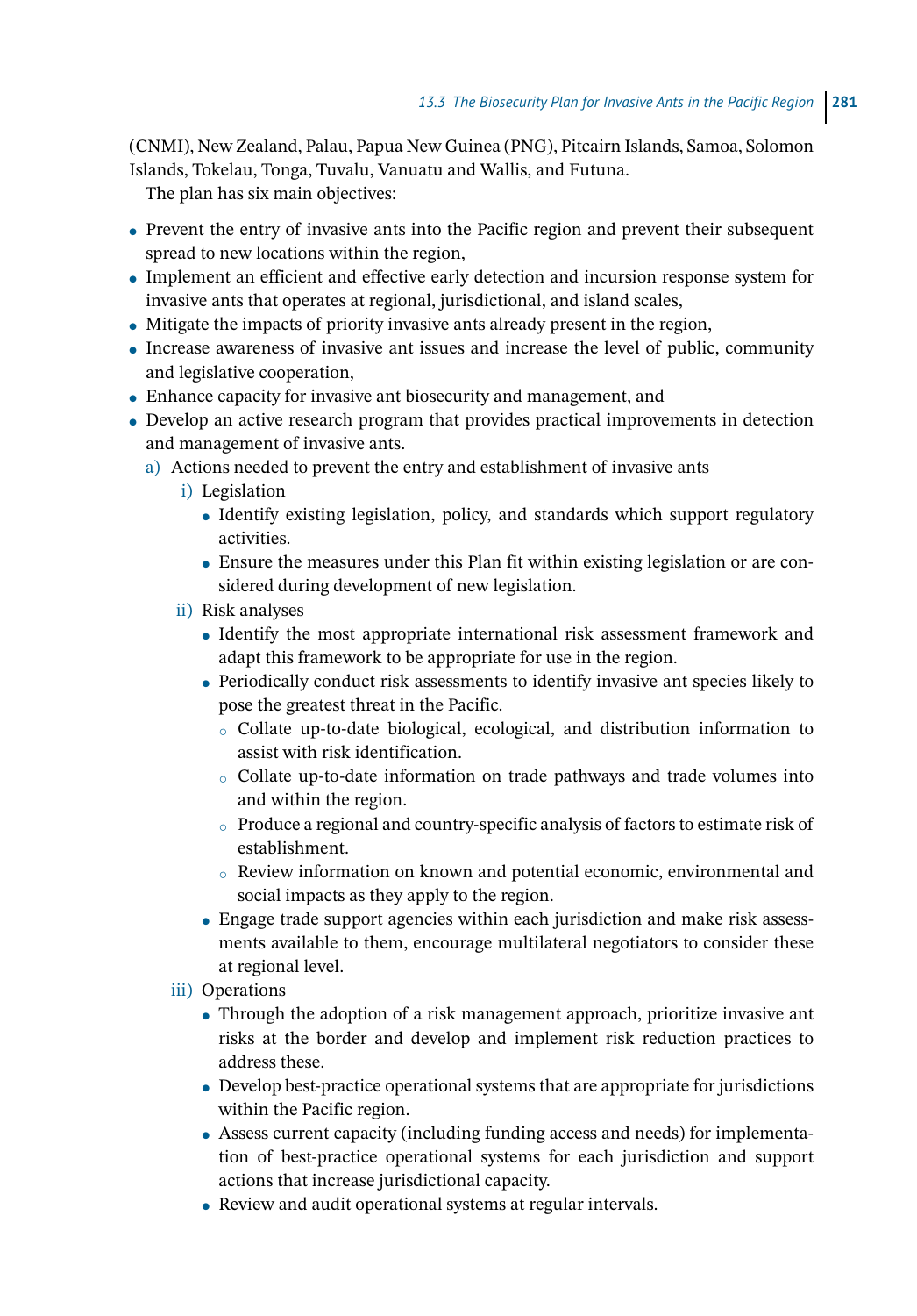(CNMI), New Zealand, Palau, Papua New Guinea (PNG), Pitcairn Islands, Samoa, Solomon Islands, Tokelau, Tonga, Tuvalu, Vanuatu and Wallis, and Futuna.

The plan has six main objectives:

- Prevent the entry of invasive ants into the Pacific region and prevent their subsequent spread to new locations within the region,
- Implement an efficient and effective early detection and incursion response system for invasive ants that operates at regional, jurisdictional, and island scales,
- Mitigate the impacts of priority invasive ants already present in the region,
- Increase awareness of invasive ant issues and increase the level of public, community and legislative cooperation,
- Enhance capacity for invasive ant biosecurity and management, and
- Develop an active research program that provides practical improvements in detection and management of invasive ants.
  a) Actions needed to prevent the entry and establishment of invasive ants
     i) Legislation
        - Identify existing legislation, policy, and standards which support regulatory activities.
        - Ensure the measures under this Plan fit within existing legislation or are considered during development of new legislation.
     ii) Risk analyses
        - Identify the most appropriate international risk assessment framework and adapt this framework to be appropriate for use in the region.
        - Periodically conduct risk assessments to identify invasive ant species likely to pose the greatest threat in the Pacific.
          - Collate up-to-date biological, ecological, and distribution information to assist with risk identification.
          - Collate up-to-date information on trade pathways and trade volumes into and within the region.
          - Produce a regional and country-specific analysis of factors to estimate risk of establishment.
          - Review information on known and potential economic, environmental and social impacts as they apply to the region.
        - Engage trade support agencies within each jurisdiction and make risk assessments available to them, encourage multilateral negotiators to consider these at regional level.
     iii) Operations
        - Through the adoption of a risk management approach, prioritize invasive ant risks at the border and develop and implement risk reduction practices to address these.
        - Develop best-practice operational systems that are appropriate for jurisdictions within the Pacific region.
        - Assess current capacity (including funding access and needs) for implementation of best-practice operational systems for each jurisdiction and support actions that increase jurisdictional capacity.
        - Review and audit operational systems at regular intervals.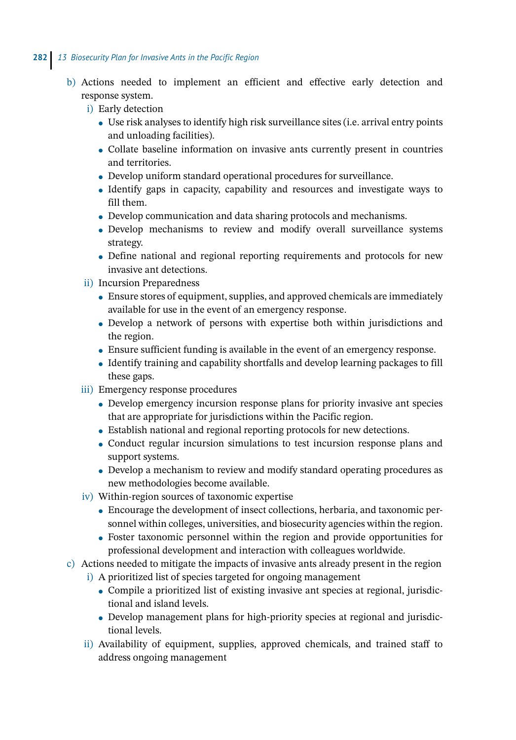b) Actions needed to implement an efficient and effective early detection and response system.
   i) Early detection
      - Use risk analyses to identify high risk surveillance sites (i.e. arrival entry points and unloading facilities).
      - Collate baseline information on invasive ants currently present in countries and territories.
      - Develop uniform standard operational procedures for surveillance.
      - Identify gaps in capacity, capability and resources and investigate ways to fill them.
      - Develop communication and data sharing protocols and mechanisms.
      - Develop mechanisms to review and modify overall surveillance systems strategy.
      - Define national and regional reporting requirements and protocols for new invasive ant detections.
   ii) Incursion Preparedness
      - Ensure stores of equipment, supplies, and approved chemicals are immediately available for use in the event of an emergency response.
      - Develop a network of persons with expertise both within jurisdictions and the region.
      - Ensure sufficient funding is available in the event of an emergency response.
      - Identify training and capability shortfalls and develop learning packages to fill these gaps.
   iii) Emergency response procedures
      - Develop emergency incursion response plans for priority invasive ant species that are appropriate for jurisdictions within the Pacific region.
      - Establish national and regional reporting protocols for new detections.
      - Conduct regular incursion simulations to test incursion response plans and support systems.
      - Develop a mechanism to review and modify standard operating procedures as new methodologies become available.
   iv) Within-region sources of taxonomic expertise
      - Encourage the development of insect collections, herbaria, and taxonomic personnel within colleges, universities, and biosecurity agencies within the region.
      - Foster taxonomic personnel within the region and provide opportunities for professional development and interaction with colleagues worldwide.

c) Actions needed to mitigate the impacts of invasive ants already present in the region
   i) A prioritized list of species targeted for ongoing management
      - Compile a prioritized list of existing invasive ant species at regional, jurisdictional and island levels.
      - Develop management plans for high-priority species at regional and jurisdictional levels.
   ii) Availability of equipment, supplies, approved chemicals, and trained staff to address ongoing management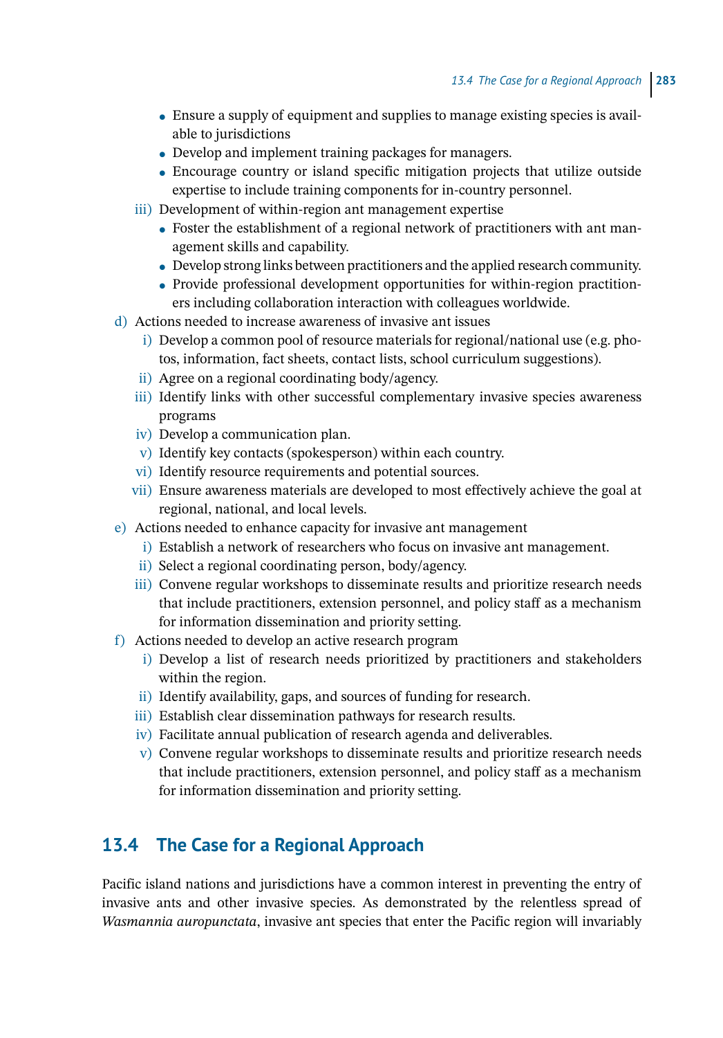- Ensure a supply of equipment and supplies to manage existing species is available to jurisdictions
- Develop and implement training packages for managers.
- Encourage country or island specific mitigation projects that utilize outside expertise to include training components for in-country personnel.

iii) Development of within-region ant management expertise

- Foster the establishment of a regional network of practitioners with ant management skills and capability.
- Develop strong links between practitioners and the applied research community.
- Provide professional development opportunities for within-region practitioners including collaboration interaction with colleagues worldwide.

d) Actions needed to increase awareness of invasive ant issues

i) Develop a common pool of resource materials for regional/national use (e.g. photos, information, fact sheets, contact lists, school curriculum suggestions).
ii) Agree on a regional coordinating body/agency.
iii) Identify links with other successful complementary invasive species awareness programs
iv) Develop a communication plan.
v) Identify key contacts (spokesperson) within each country.
vi) Identify resource requirements and potential sources.
vii) Ensure awareness materials are developed to most effectively achieve the goal at regional, national, and local levels.

e) Actions needed to enhance capacity for invasive ant management

i) Establish a network of researchers who focus on invasive ant management.
ii) Select a regional coordinating person, body/agency.
iii) Convene regular workshops to disseminate results and prioritize research needs that include practitioners, extension personnel, and policy staff as a mechanism for information dissemination and priority setting.

f) Actions needed to develop an active research program

i) Develop a list of research needs prioritized by practitioners and stakeholders within the region.
ii) Identify availability, gaps, and sources of funding for research.
iii) Establish clear dissemination pathways for research results.
iv) Facilitate annual publication of research agenda and deliverables.
v) Convene regular workshops to disseminate results and prioritize research needs that include practitioners, extension personnel, and policy staff as a mechanism for information dissemination and priority setting.

## 13.4 The Case for a Regional Approach

Pacific island nations and jurisdictions have a common interest in preventing the entry of invasive ants and other invasive species. As demonstrated by the relentless spread of *Wasmannia auropunctata*, invasive ant species that enter the Pacific region will invariably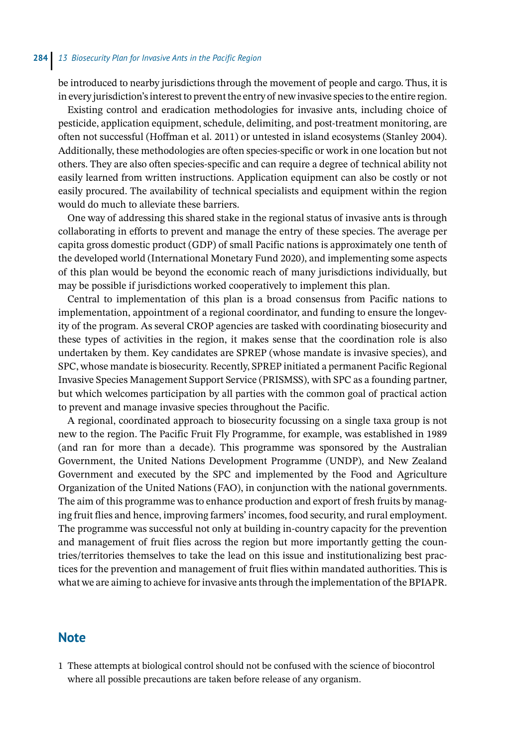be introduced to nearby jurisdictions through the movement of people and cargo. Thus, it is in every jurisdiction's interest to prevent the entry of new invasive species to the entire region.

Existing control and eradication methodologies for invasive ants, including choice of pesticide, application equipment, schedule, delimiting, and post-treatment monitoring, are often not successful (Hoffman et al. 2011) or untested in island ecosystems (Stanley 2004). Additionally, these methodologies are often species-specific or work in one location but not others. They are also often species-specific and can require a degree of technical ability not easily learned from written instructions. Application equipment can also be costly or not easily procured. The availability of technical specialists and equipment within the region would do much to alleviate these barriers.

One way of addressing this shared stake in the regional status of invasive ants is through collaborating in efforts to prevent and manage the entry of these species. The average per capita gross domestic product (GDP) of small Pacific nations is approximately one tenth of the developed world (International Monetary Fund 2020), and implementing some aspects of this plan would be beyond the economic reach of many jurisdictions individually, but may be possible if jurisdictions worked cooperatively to implement this plan.

Central to implementation of this plan is a broad consensus from Pacific nations to implementation, appointment of a regional coordinator, and funding to ensure the longevity of the program. As several CROP agencies are tasked with coordinating biosecurity and these types of activities in the region, it makes sense that the coordination role is also undertaken by them. Key candidates are SPREP (whose mandate is invasive species), and SPC, whose mandate is biosecurity. Recently, SPREP initiated a permanent Pacific Regional Invasive Species Management Support Service (PRISMSS), with SPC as a founding partner, but which welcomes participation by all parties with the common goal of practical action to prevent and manage invasive species throughout the Pacific.

A regional, coordinated approach to biosecurity focussing on a single taxa group is not new to the region. The Pacific Fruit Fly Programme, for example, was established in 1989 (and ran for more than a decade). This programme was sponsored by the Australian Government, the United Nations Development Programme (UNDP), and New Zealand Government and executed by the SPC and implemented by the Food and Agriculture Organization of the United Nations (FAO), in conjunction with the national governments. The aim of this programme was to enhance production and export of fresh fruits by managing fruit flies and hence, improving farmers' incomes, food security, and rural employment. The programme was successful not only at building in-country capacity for the prevention and management of fruit flies across the region but more importantly getting the countries/territories themselves to take the lead on this issue and institutionalizing best practices for the prevention and management of fruit flies within mandated authorities. This is what we are aiming to achieve for invasive ants through the implementation of the BPIAPR.

## Note

1 These attempts at biological control should not be confused with the science of biocontrol where all possible precautions are taken before release of any organism.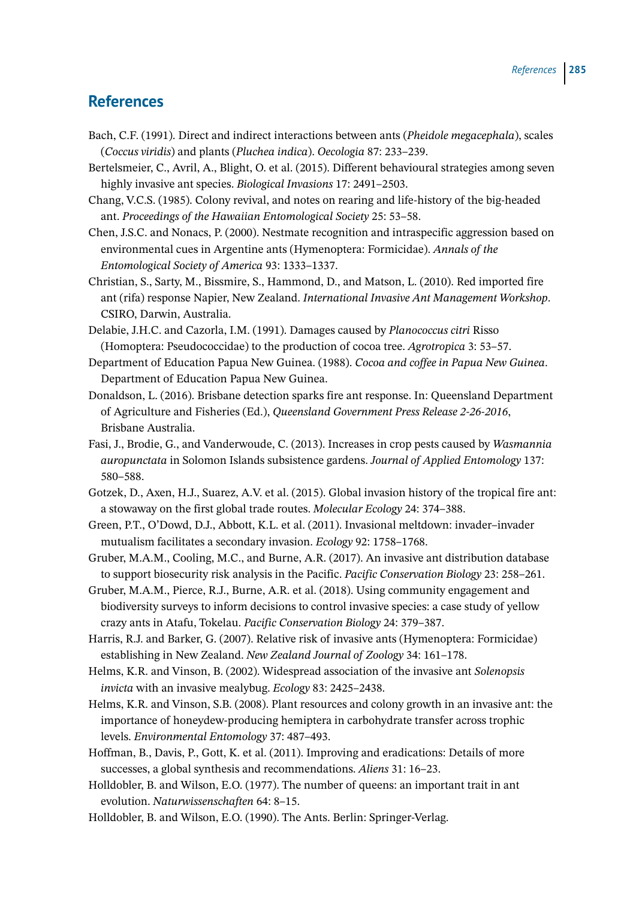## References

Bach, C.F. (1991). Direct and indirect interactions between ants (*Pheidole megacephala*), scales (*Coccus viridis*) and plants (*Pluchea indica*). *Oecologia* 87: 233–239.

Bertelsmeier, C., Avril, A., Blight, O. et al. (2015). Different behavioural strategies among seven highly invasive ant species. *Biological Invasions* 17: 2491–2503.

Chang, V.C.S. (1985). Colony revival, and notes on rearing and life-history of the big-headed ant. *Proceedings of the Hawaiian Entomological Society* 25: 53–58.

Chen, J.S.C. and Nonacs, P. (2000). Nestmate recognition and intraspecific aggression based on environmental cues in Argentine ants (Hymenoptera: Formicidae). *Annals of the Entomological Society of America* 93: 1333–1337.

Christian, S., Sarty, M., Bissmire, S., Hammond, D., and Matson, L. (2010). Red imported fire ant (rifa) response Napier, New Zealand. *International Invasive Ant Management Workshop*. CSIRO, Darwin, Australia.

Delabie, J.H.C. and Cazorla, I.M. (1991). Damages caused by *Planococcus citri* Risso (Homoptera: Pseudococcidae) to the production of cocoa tree. *Agrotropica* 3: 53–57.

Department of Education Papua New Guinea. (1988). *Cocoa and coffee in Papua New Guinea*. Department of Education Papua New Guinea.

Donaldson, L. (2016). Brisbane detection sparks fire ant response. In: Queensland Department of Agriculture and Fisheries (Ed.), *Queensland Government Press Release 2-26-2016*, Brisbane Australia.

Fasi, J., Brodie, G., and Vanderwoude, C. (2013). Increases in crop pests caused by *Wasmannia auropunctata* in Solomon Islands subsistence gardens. *Journal of Applied Entomology* 137: 580–588.

Gotzek, D., Axen, H.J., Suarez, A.V. et al. (2015). Global invasion history of the tropical fire ant: a stowaway on the first global trade routes. *Molecular Ecology* 24: 374–388.

Green, P.T., O'Dowd, D.J., Abbott, K.L. et al. (2011). Invasional meltdown: invader–invader mutualism facilitates a secondary invasion. *Ecology* 92: 1758–1768.

Gruber, M.A.M., Cooling, M.C., and Burne, A.R. (2017). An invasive ant distribution database to support biosecurity risk analysis in the Pacific. *Pacific Conservation Biology* 23: 258–261.

Gruber, M.A.M., Pierce, R.J., Burne, A.R. et al. (2018). Using community engagement and biodiversity surveys to inform decisions to control invasive species: a case study of yellow crazy ants in Atafu, Tokelau. *Pacific Conservation Biology* 24: 379–387.

Harris, R.J. and Barker, G. (2007). Relative risk of invasive ants (Hymenoptera: Formicidae) establishing in New Zealand. *New Zealand Journal of Zoology* 34: 161–178.

Helms, K.R. and Vinson, B. (2002). Widespread association of the invasive ant *Solenopsis invicta* with an invasive mealybug. *Ecology* 83: 2425–2438.

Helms, K.R. and Vinson, S.B. (2008). Plant resources and colony growth in an invasive ant: the importance of honeydew-producing hemiptera in carbohydrate transfer across trophic levels. *Environmental Entomology* 37: 487–493.

Hoffman, B., Davis, P., Gott, K. et al. (2011). Improving and eradications: Details of more successes, a global synthesis and recommendations. *Aliens* 31: 16–23.

Holldobler, B. and Wilson, E.O. (1977). The number of queens: an important trait in ant evolution. *Naturwissenschaften* 64: 8–15.

Holldobler, B. and Wilson, E.O. (1990). The Ants. Berlin: Springer-Verlag.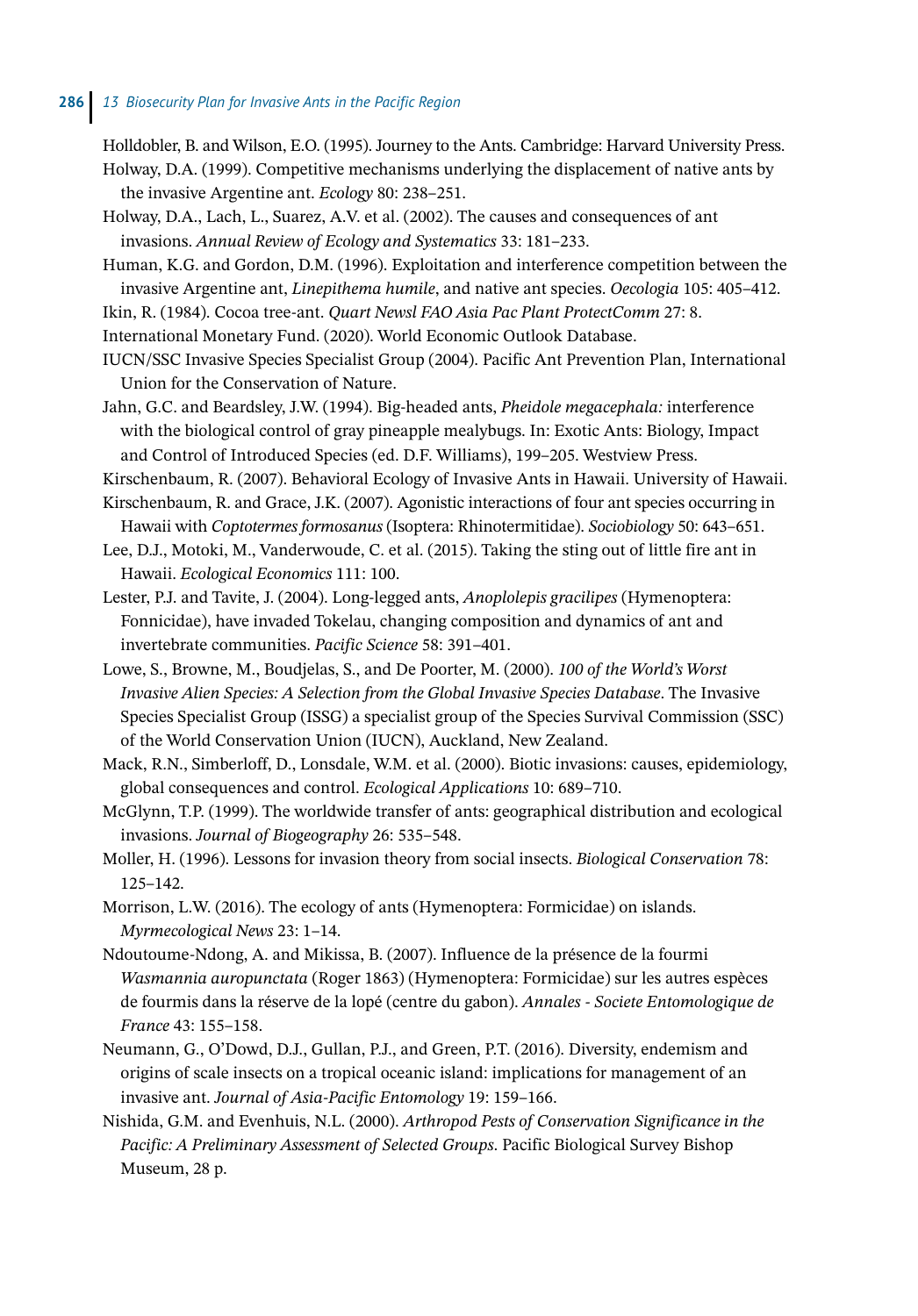Holldobler, B. and Wilson, E.O. (1995). Journey to the Ants. Cambridge: Harvard University Press.

Holway, D.A. (1999). Competitive mechanisms underlying the displacement of native ants by the invasive Argentine ant. *Ecology* 80: 238–251.

Holway, D.A., Lach, L., Suarez, A.V. et al. (2002). The causes and consequences of ant invasions. *Annual Review of Ecology and Systematics* 33: 181–233.

Human, K.G. and Gordon, D.M. (1996). Exploitation and interference competition between the invasive Argentine ant, *Linepithema humile*, and native ant species. *Oecologia* 105: 405–412.

Ikin, R. (1984). Cocoa tree-ant. *Quart Newsl FAO Asia Pac Plant ProtectComm* 27: 8.

International Monetary Fund. (2020). World Economic Outlook Database.

IUCN/SSC Invasive Species Specialist Group (2004). Pacific Ant Prevention Plan, International Union for the Conservation of Nature.

Jahn, G.C. and Beardsley, J.W. (1994). Big-headed ants, *Pheidole megacephala:* interference with the biological control of gray pineapple mealybugs. In: Exotic Ants: Biology, Impact and Control of Introduced Species (ed. D.F. Williams), 199–205. Westview Press.

Kirschenbaum, R. (2007). Behavioral Ecology of Invasive Ants in Hawaii. University of Hawaii.

Kirschenbaum, R. and Grace, J.K. (2007). Agonistic interactions of four ant species occurring in Hawaii with *Coptotermes formosanus* (Isoptera: Rhinotermitidae). *Sociobiology* 50: 643–651.

Lee, D.J., Motoki, M., Vanderwoude, C. et al. (2015). Taking the sting out of little fire ant in Hawaii. *Ecological Economics* 111: 100.

Lester, P.J. and Tavite, J. (2004). Long-legged ants, *Anoplolepis gracilipes* (Hymenoptera: Fonnicidae), have invaded Tokelau, changing composition and dynamics of ant and invertebrate communities. *Pacific Science* 58: 391–401.

Lowe, S., Browne, M., Boudjelas, S., and De Poorter, M. (2000). *100 of the World's Worst Invasive Alien Species: A Selection from the Global Invasive Species Database*. The Invasive Species Specialist Group (ISSG) a specialist group of the Species Survival Commission (SSC) of the World Conservation Union (IUCN), Auckland, New Zealand.

Mack, R.N., Simberloff, D., Lonsdale, W.M. et al. (2000). Biotic invasions: causes, epidemiology, global consequences and control. *Ecological Applications* 10: 689–710.

McGlynn, T.P. (1999). The worldwide transfer of ants: geographical distribution and ecological invasions. *Journal of Biogeography* 26: 535–548.

Moller, H. (1996). Lessons for invasion theory from social insects. *Biological Conservation* 78: 125–142.

Morrison, L.W. (2016). The ecology of ants (Hymenoptera: Formicidae) on islands. *Myrmecological News* 23: 1–14.

Ndoutoume-Ndong, A. and Mikissa, B. (2007). Influence de la présence de la fourmi *Wasmannia auropunctata* (Roger 1863) (Hymenoptera: Formicidae) sur les autres espèces de fourmis dans la réserve de la lopé (centre du gabon). *Annales - Societe Entomologique de France* 43: 155–158.

Neumann, G., O'Dowd, D.J., Gullan, P.J., and Green, P.T. (2016). Diversity, endemism and origins of scale insects on a tropical oceanic island: implications for management of an invasive ant. *Journal of Asia-Pacific Entomology* 19: 159–166.

Nishida, G.M. and Evenhuis, N.L. (2000). *Arthropod Pests of Conservation Significance in the Pacific: A Preliminary Assessment of Selected Groups*. Pacific Biological Survey Bishop Museum, 28 p.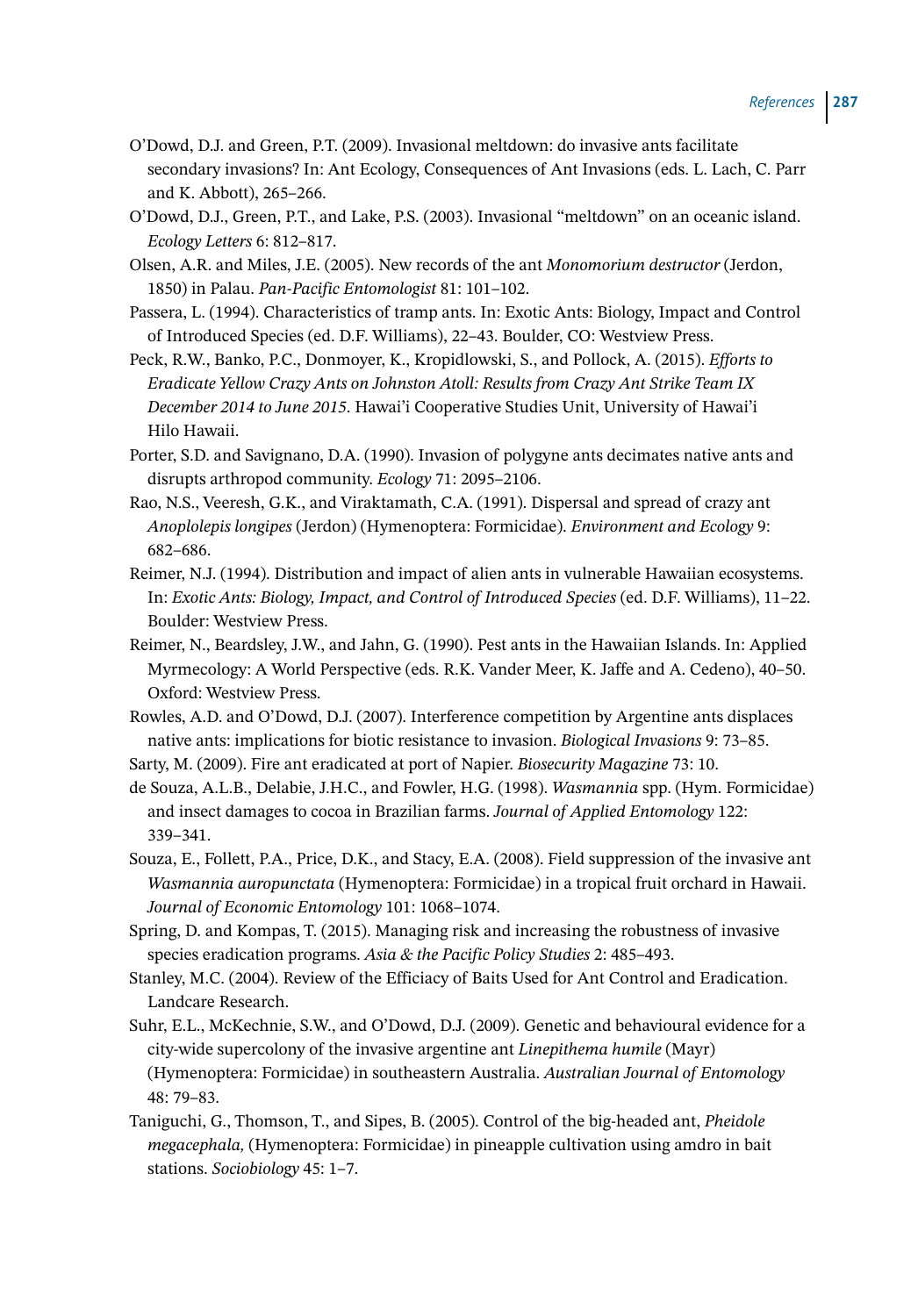O'Dowd, D.J. and Green, P.T. (2009). Invasional meltdown: do invasive ants facilitate secondary invasions? In: Ant Ecology, Consequences of Ant Invasions (eds. L. Lach, C. Parr and K. Abbott), 265–266.

O'Dowd, D.J., Green, P.T., and Lake, P.S. (2003). Invasional "meltdown" on an oceanic island. *Ecology Letters* 6: 812–817.

Olsen, A.R. and Miles, J.E. (2005). New records of the ant *Monomorium destructor* (Jerdon, 1850) in Palau. *Pan-Pacific Entomologist* 81: 101–102.

Passera, L. (1994). Characteristics of tramp ants. In: Exotic Ants: Biology, Impact and Control of Introduced Species (ed. D.F. Williams), 22–43. Boulder, CO: Westview Press.

Peck, R.W., Banko, P.C., Donmoyer, K., Kropidlowski, S., and Pollock, A. (2015). *Efforts to Eradicate Yellow Crazy Ants on Johnston Atoll: Results from Crazy Ant Strike Team IX December 2014 to June 2015*. Hawai'i Cooperative Studies Unit, University of Hawai'i Hilo Hawaii.

Porter, S.D. and Savignano, D.A. (1990). Invasion of polygyne ants decimates native ants and disrupts arthropod community. *Ecology* 71: 2095–2106.

Rao, N.S., Veeresh, G.K., and Viraktamath, C.A. (1991). Dispersal and spread of crazy ant *Anoplolepis longipes* (Jerdon) (Hymenoptera: Formicidae). *Environment and Ecology* 9: 682–686.

Reimer, N.J. (1994). Distribution and impact of alien ants in vulnerable Hawaiian ecosystems. In: *Exotic Ants: Biology, Impact, and Control of Introduced Species* (ed. D.F. Williams), 11–22. Boulder: Westview Press.

Reimer, N., Beardsley, J.W., and Jahn, G. (1990). Pest ants in the Hawaiian Islands. In: Applied Myrmecology: A World Perspective (eds. R.K. Vander Meer, K. Jaffe and A. Cedeno), 40–50. Oxford: Westview Press.

Rowles, A.D. and O'Dowd, D.J. (2007). Interference competition by Argentine ants displaces native ants: implications for biotic resistance to invasion. *Biological Invasions* 9: 73–85.

Sarty, M. (2009). Fire ant eradicated at port of Napier. *Biosecurity Magazine* 73: 10.

de Souza, A.L.B., Delabie, J.H.C., and Fowler, H.G. (1998). *Wasmannia* spp. (Hym. Formicidae) and insect damages to cocoa in Brazilian farms. *Journal of Applied Entomology* 122: 339–341.

Souza, E., Follett, P.A., Price, D.K., and Stacy, E.A. (2008). Field suppression of the invasive ant *Wasmannia auropunctata* (Hymenoptera: Formicidae) in a tropical fruit orchard in Hawaii. *Journal of Economic Entomology* 101: 1068–1074.

Spring, D. and Kompas, T. (2015). Managing risk and increasing the robustness of invasive species eradication programs. *Asia & the Pacific Policy Studies* 2: 485–493.

Stanley, M.C. (2004). Review of the Efficiacy of Baits Used for Ant Control and Eradication. Landcare Research.

Suhr, E.L., McKechnie, S.W., and O'Dowd, D.J. (2009). Genetic and behavioural evidence for a city-wide supercolony of the invasive argentine ant *Linepithema humile* (Mayr) (Hymenoptera: Formicidae) in southeastern Australia. *Australian Journal of Entomology* 48: 79–83.

Taniguchi, G., Thomson, T., and Sipes, B. (2005). Control of the big-headed ant, *Pheidole megacephala,* (Hymenoptera: Formicidae) in pineapple cultivation using amdro in bait stations. *Sociobiology* 45: 1–7.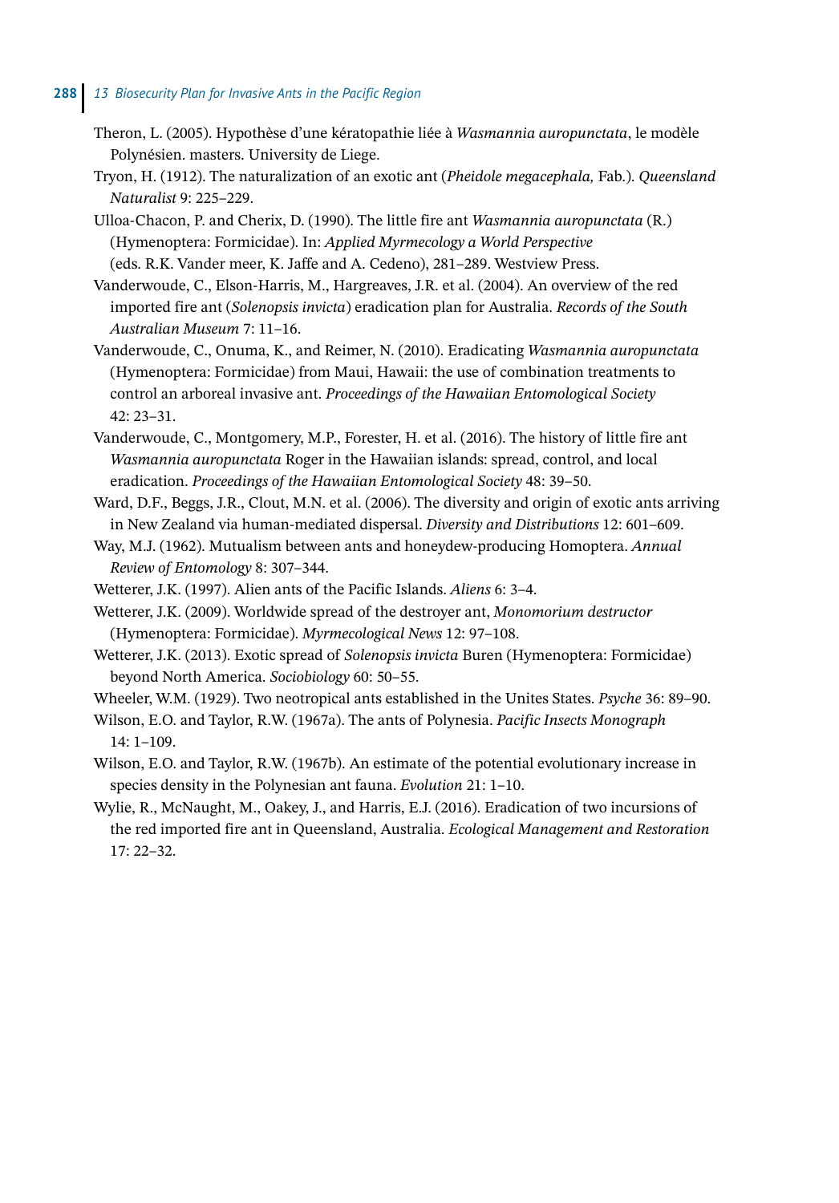Theron, L. (2005). Hypothèse d'une kératopathie liée à *Wasmannia auropunctata*, le modèle Polynésien. masters. University de Liege.

Tryon, H. (1912). The naturalization of an exotic ant (*Pheidole megacephala,* Fab.). *Queensland Naturalist* 9: 225–229.

Ulloa-Chacon, P. and Cherix, D. (1990). The little fire ant *Wasmannia auropunctata* (R.) (Hymenoptera: Formicidae). In: *Applied Myrmecology a World Perspective* (eds. R.K. Vander meer, K. Jaffe and A. Cedeno), 281–289. Westview Press.

Vanderwoude, C., Elson-Harris, M., Hargreaves, J.R. et al. (2004). An overview of the red imported fire ant (*Solenopsis invicta*) eradication plan for Australia. *Records of the South Australian Museum* 7: 11–16.

Vanderwoude, C., Onuma, K., and Reimer, N. (2010). Eradicating *Wasmannia auropunctata* (Hymenoptera: Formicidae) from Maui, Hawaii: the use of combination treatments to control an arboreal invasive ant. *Proceedings of the Hawaiian Entomological Society* 42: 23–31.

Vanderwoude, C., Montgomery, M.P., Forester, H. et al. (2016). The history of little fire ant *Wasmannia auropunctata* Roger in the Hawaiian islands: spread, control, and local eradication. *Proceedings of the Hawaiian Entomological Society* 48: 39–50.

Ward, D.F., Beggs, J.R., Clout, M.N. et al. (2006). The diversity and origin of exotic ants arriving in New Zealand via human-mediated dispersal. *Diversity and Distributions* 12: 601–609.

Way, M.J. (1962). Mutualism between ants and honeydew-producing Homoptera. *Annual Review of Entomology* 8: 307–344.

Wetterer, J.K. (1997). Alien ants of the Pacific Islands. *Aliens* 6: 3–4.

Wetterer, J.K. (2009). Worldwide spread of the destroyer ant, *Monomorium destructor* (Hymenoptera: Formicidae). *Myrmecological News* 12: 97–108.

Wetterer, J.K. (2013). Exotic spread of *Solenopsis invicta* Buren (Hymenoptera: Formicidae) beyond North America. *Sociobiology* 60: 50–55.

Wheeler, W.M. (1929). Two neotropical ants established in the Unites States. *Psyche* 36: 89–90.

Wilson, E.O. and Taylor, R.W. (1967a). The ants of Polynesia. *Pacific Insects Monograph* 14: 1–109.

Wilson, E.O. and Taylor, R.W. (1967b). An estimate of the potential evolutionary increase in species density in the Polynesian ant fauna. *Evolution* 21: 1–10.

Wylie, R., McNaught, M., Oakey, J., and Harris, E.J. (2016). Eradication of two incursions of the red imported fire ant in Queensland, Australia. *Ecological Management and Restoration* 17: 22–32.